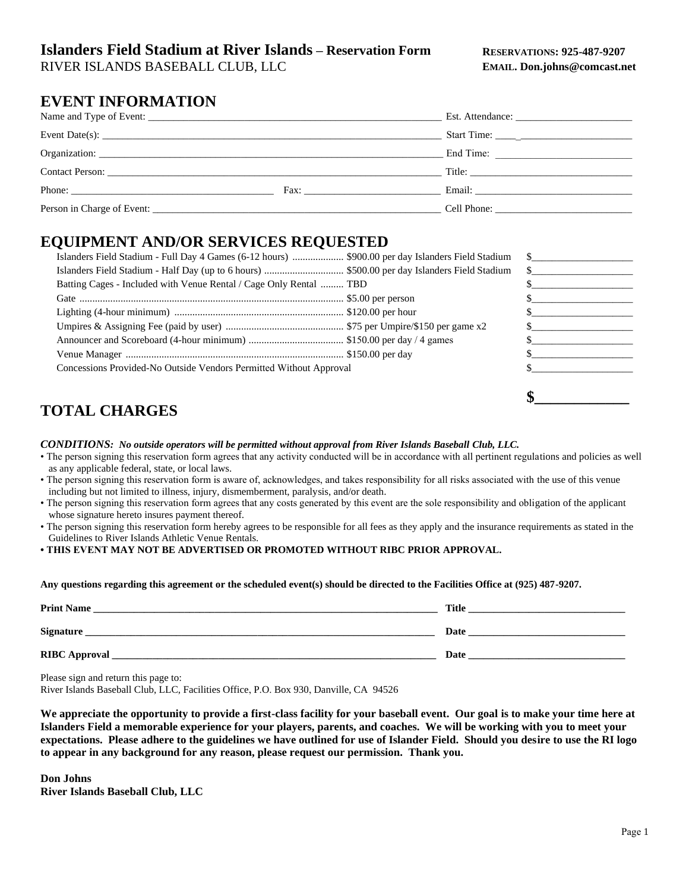# Islanders Field Stadium at River Islands – Reservation Form

RIVER ISLANDS BASEBALL CLUB, LLC

**RESERVATIONS: 925-487-9207**
**EMAIL. Don.johns@comcast.net**

## EVENT INFORMATION

Name and Type of Event: ________________________________________ Est. Attendance: ____________________

Event Date(s): ________________________________________ Start Time: ____________________

Organization: ________________________________________ End Time: ____________________

Contact Person: ________________________________________ Title: ____________________

Phone: ______________________ Fax: ______________________ Email: ____________________

Person in Charge of Event: ________________________________________ Cell Phone: ____________________

## EQUIPMENT AND/OR SERVICES REQUESTED

| Item | Rate | Amount |
|---|---|---|
| Islanders Field Stadium - Full Day 4 Games (6-12 hours) | $900.00 per day Islanders Field Stadium | $____________ |
| Islanders Field Stadium - Half Day (up to 6 hours) | $500.00 per day Islanders Field Stadium | $____________ |
| Batting Cages - Included with Venue Rental / Cage Only Rental | TBD | $____________ |
| Gate | $5.00 per person | $____________ |
| Lighting (4-hour minimum) | $120.00 per hour | $____________ |
| Umpires & Assigning Fee (paid by user) | $75 per Umpire/$150 per game x2 | $____________ |
| Announcer and Scoreboard (4-hour minimum) | $150.00 per day / 4 games | $____________ |
| Venue Manager | $150.00 per day | $____________ |
| Concessions Provided-No Outside Vendors Permitted Without Approval | | $____________ |

## TOTAL CHARGES

**$____________**

***CONDITIONS: No outside operators will be permitted without approval from River Islands Baseball Club, LLC.***

- The person signing this reservation form agrees that any activity conducted will be in accordance with all pertinent regulations and policies as well as any applicable federal, state, or local laws.
- The person signing this reservation form is aware of, acknowledges, and takes responsibility for all risks associated with the use of this venue including but not limited to illness, injury, dismemberment, paralysis, and/or death.
- The person signing this reservation form agrees that any costs generated by this event are the sole responsibility and obligation of the applicant whose signature hereto insures payment thereof.
- The person signing this reservation form hereby agrees to be responsible for all fees as they apply and the insurance requirements as stated in the Guidelines to River Islands Athletic Venue Rentals.
- **THIS EVENT MAY NOT BE ADVERTISED OR PROMOTED WITHOUT RIBC PRIOR APPROVAL.**

**Any questions regarding this agreement or the scheduled event(s) should be directed to the Facilities Office at (925) 487-9207.**

**Print Name** ________________________________________ **Title** ____________________

**Signature** ________________________________________ **Date** ____________________

**RIBC Approval** ________________________________________ **Date** ____________________

Please sign and return this page to:
River Islands Baseball Club, LLC, Facilities Office, P.O. Box 930, Danville, CA 94526

**We appreciate the opportunity to provide a first-class facility for your baseball event. Our goal is to make your time here at Islanders Field a memorable experience for your players, parents, and coaches. We will be working with you to meet your expectations. Please adhere to the guidelines we have outlined for use of Islander Field. Should you desire to use the RI logo to appear in any background for any reason, please request our permission. Thank you.**

**Don Johns**
**River Islands Baseball Club, LLC**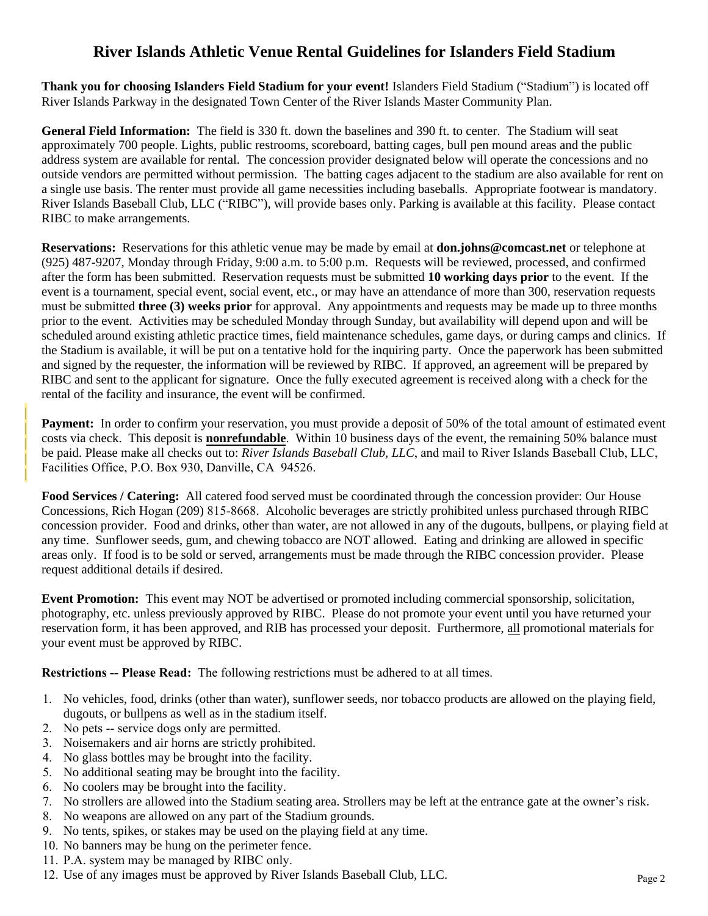# River Islands Athletic Venue Rental Guidelines for Islanders Field Stadium

**Thank you for choosing Islanders Field Stadium for your event!** Islanders Field Stadium ("Stadium") is located off River Islands Parkway in the designated Town Center of the River Islands Master Community Plan.

**General Field Information:** The field is 330 ft. down the baselines and 390 ft. to center. The Stadium will seat approximately 700 people. Lights, public restrooms, scoreboard, batting cages, bull pen mound areas and the public address system are available for rental. The concession provider designated below will operate the concessions and no outside vendors are permitted without permission. The batting cages adjacent to the stadium are also available for rent on a single use basis. The renter must provide all game necessities including baseballs. Appropriate footwear is mandatory. River Islands Baseball Club, LLC ("RIBC"), will provide bases only. Parking is available at this facility. Please contact RIBC to make arrangements.

**Reservations:** Reservations for this athletic venue may be made by email at **don.johns@comcast.net** or telephone at (925) 487-9207, Monday through Friday, 9:00 a.m. to 5:00 p.m. Requests will be reviewed, processed, and confirmed after the form has been submitted. Reservation requests must be submitted **10 working days prior** to the event. If the event is a tournament, special event, social event, etc., or may have an attendance of more than 300, reservation requests must be submitted **three (3) weeks prior** for approval. Any appointments and requests may be made up to three months prior to the event. Activities may be scheduled Monday through Sunday, but availability will depend upon and will be scheduled around existing athletic practice times, field maintenance schedules, game days, or during camps and clinics. If the Stadium is available, it will be put on a tentative hold for the inquiring party. Once the paperwork has been submitted and signed by the requester, the information will be reviewed by RIBC. If approved, an agreement will be prepared by RIBC and sent to the applicant for signature. Once the fully executed agreement is received along with a check for the rental of the facility and insurance, the event will be confirmed.

**Payment:** In order to confirm your reservation, you must provide a deposit of 50% of the total amount of estimated event costs via check. This deposit is **<u>nonrefundable</u>**. Within 10 business days of the event, the remaining 50% balance must be paid. Please make all checks out to: *River Islands Baseball Club, LLC*, and mail to River Islands Baseball Club, LLC, Facilities Office, P.O. Box 930, Danville, CA 94526.

**Food Services / Catering:** All catered food served must be coordinated through the concession provider: Our House Concessions, Rich Hogan (209) 815-8668. Alcoholic beverages are strictly prohibited unless purchased through RIBC concession provider. Food and drinks, other than water, are not allowed in any of the dugouts, bullpens, or playing field at any time. Sunflower seeds, gum, and chewing tobacco are NOT allowed. Eating and drinking are allowed in specific areas only. If food is to be sold or served, arrangements must be made through the RIBC concession provider. Please request additional details if desired.

**Event Promotion:** This event may NOT be advertised or promoted including commercial sponsorship, solicitation, photography, etc. unless previously approved by RIBC. Please do not promote your event until you have returned your reservation form, it has been approved, and RIB has processed your deposit. Furthermore, <u>all</u> promotional materials for your event must be approved by RIBC.

**Restrictions -- Please Read:** The following restrictions must be adhered to at all times.

1. No vehicles, food, drinks (other than water), sunflower seeds, nor tobacco products are allowed on the playing field, dugouts, or bullpens as well as in the stadium itself.
2. No pets -- service dogs only are permitted.
3. Noisemakers and air horns are strictly prohibited.
4. No glass bottles may be brought into the facility.
5. No additional seating may be brought into the facility.
6. No coolers may be brought into the facility.
7. No strollers are allowed into the Stadium seating area. Strollers may be left at the entrance gate at the owner's risk.
8. No weapons are allowed on any part of the Stadium grounds.
9. No tents, spikes, or stakes may be used on the playing field at any time.
10. No banners may be hung on the perimeter fence.
11. P.A. system may be managed by RIBC only.
12. Use of any images must be approved by River Islands Baseball Club, LLC.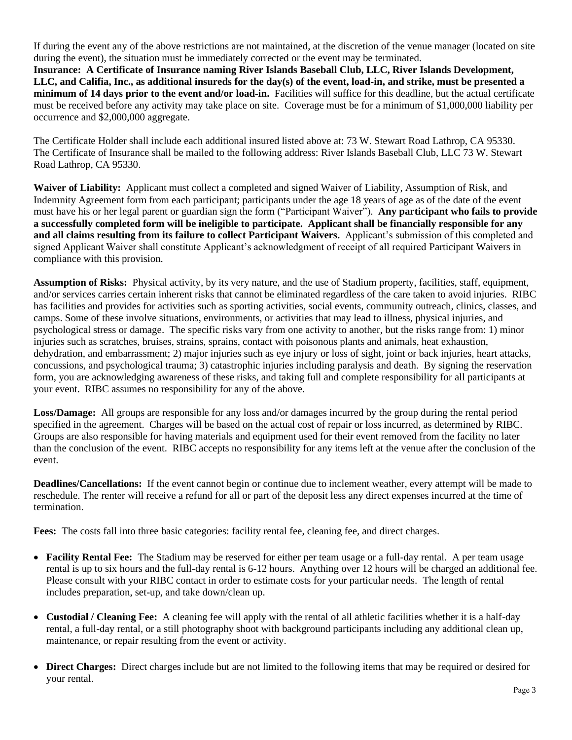If during the event any of the above restrictions are not maintained, at the discretion of the venue manager (located on site during the event), the situation must be immediately corrected or the event may be terminated.

**Insurance: A Certificate of Insurance naming River Islands Baseball Club, LLC, River Islands Development, LLC, and Califia, Inc., as additional insureds for the day(s) of the event, load-in, and strike, must be presented a minimum of 14 days prior to the event and/or load-in.** Facilities will suffice for this deadline, but the actual certificate must be received before any activity may take place on site. Coverage must be for a minimum of $1,000,000 liability per occurrence and $2,000,000 aggregate.

The Certificate Holder shall include each additional insured listed above at: 73 W. Stewart Road Lathrop, CA 95330. The Certificate of Insurance shall be mailed to the following address: River Islands Baseball Club, LLC 73 W. Stewart Road Lathrop, CA 95330.

**Waiver of Liability:** Applicant must collect a completed and signed Waiver of Liability, Assumption of Risk, and Indemnity Agreement form from each participant; participants under the age 18 years of age as of the date of the event must have his or her legal parent or guardian sign the form ("Participant Waiver"). **Any participant who fails to provide a successfully completed form will be ineligible to participate. Applicant shall be financially responsible for any and all claims resulting from its failure to collect Participant Waivers.** Applicant's submission of this completed and signed Applicant Waiver shall constitute Applicant's acknowledgment of receipt of all required Participant Waivers in compliance with this provision.

**Assumption of Risks:** Physical activity, by its very nature, and the use of Stadium property, facilities, staff, equipment, and/or services carries certain inherent risks that cannot be eliminated regardless of the care taken to avoid injuries. RIBC has facilities and provides for activities such as sporting activities, social events, community outreach, clinics, classes, and camps. Some of these involve situations, environments, or activities that may lead to illness, physical injuries, and psychological stress or damage. The specific risks vary from one activity to another, but the risks range from: 1) minor injuries such as scratches, bruises, strains, sprains, contact with poisonous plants and animals, heat exhaustion, dehydration, and embarrassment; 2) major injuries such as eye injury or loss of sight, joint or back injuries, heart attacks, concussions, and psychological trauma; 3) catastrophic injuries including paralysis and death. By signing the reservation form, you are acknowledging awareness of these risks, and taking full and complete responsibility for all participants at your event. RIBC assumes no responsibility for any of the above.

**Loss/Damage:** All groups are responsible for any loss and/or damages incurred by the group during the rental period specified in the agreement. Charges will be based on the actual cost of repair or loss incurred, as determined by RIBC. Groups are also responsible for having materials and equipment used for their event removed from the facility no later than the conclusion of the event. RIBC accepts no responsibility for any items left at the venue after the conclusion of the event.

**Deadlines/Cancellations:** If the event cannot begin or continue due to inclement weather, every attempt will be made to reschedule. The renter will receive a refund for all or part of the deposit less any direct expenses incurred at the time of termination.

**Fees:** The costs fall into three basic categories: facility rental fee, cleaning fee, and direct charges.

- **Facility Rental Fee:** The Stadium may be reserved for either per team usage or a full-day rental. A per team usage rental is up to six hours and the full-day rental is 6-12 hours. Anything over 12 hours will be charged an additional fee. Please consult with your RIBC contact in order to estimate costs for your particular needs. The length of rental includes preparation, set-up, and take down/clean up.

- **Custodial / Cleaning Fee:** A cleaning fee will apply with the rental of all athletic facilities whether it is a half-day rental, a full-day rental, or a still photography shoot with background participants including any additional clean up, maintenance, or repair resulting from the event or activity.

- **Direct Charges:** Direct charges include but are not limited to the following items that may be required or desired for your rental.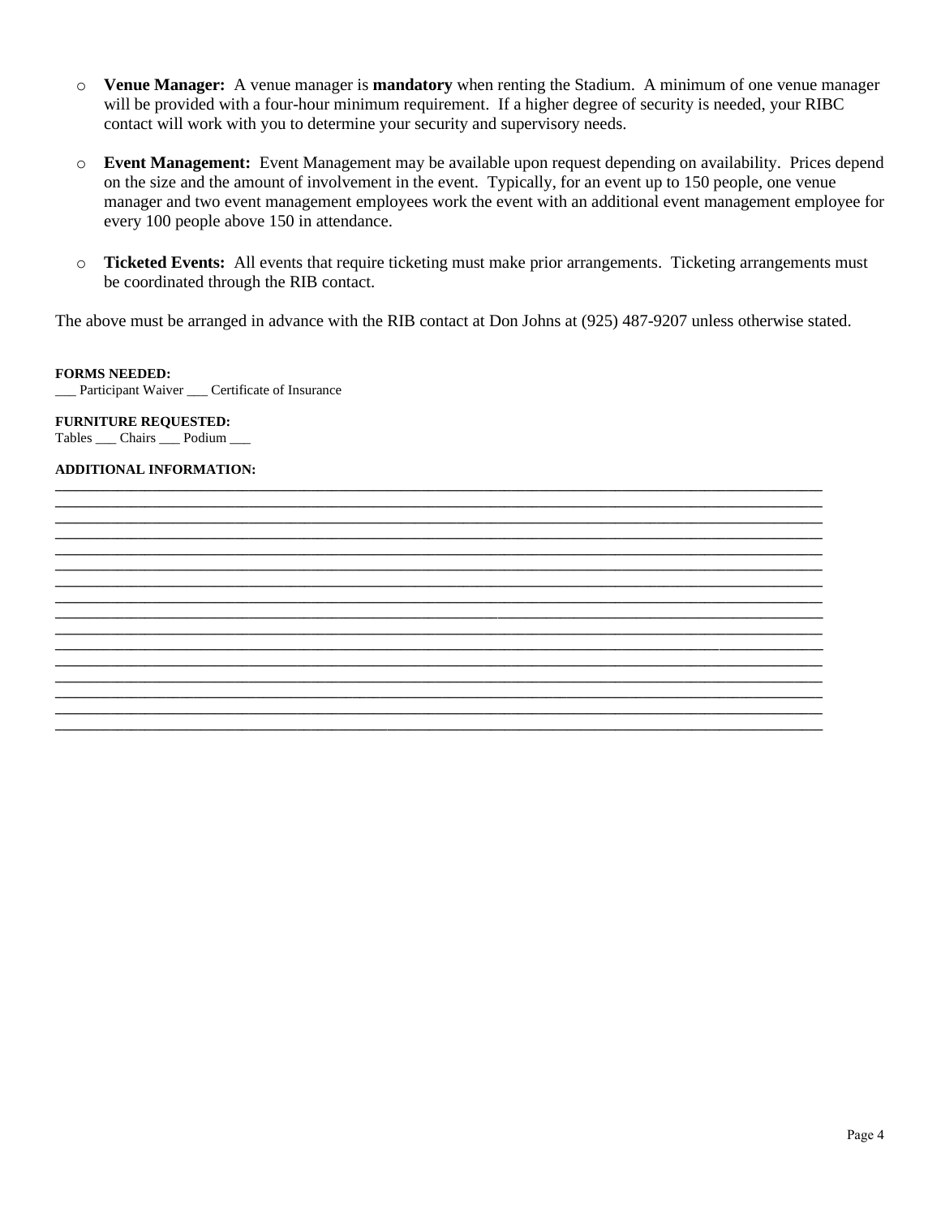- **Venue Manager:** A venue manager is **mandatory** when renting the Stadium. A minimum of one venue manager will be provided with a four-hour minimum requirement. If a higher degree of security is needed, your RIBC contact will work with you to determine your security and supervisory needs.

- **Event Management:** Event Management may be available upon request depending on availability. Prices depend on the size and the amount of involvement in the event. Typically, for an event up to 150 people, one venue manager and two event management employees work the event with an additional event management employee for every 100 people above 150 in attendance.

- **Ticketed Events:** All events that require ticketing must make prior arrangements. Ticketing arrangements must be coordinated through the RIB contact.

The above must be arranged in advance with the RIB contact at Don Johns at (925) 487-9207 unless otherwise stated.

**FORMS NEEDED:**
___ Participant Waiver ___ Certificate of Insurance

**FURNITURE REQUESTED:**
Tables ___ Chairs ___ Podium ___

**ADDITIONAL INFORMATION:**
__________________________________________________________________________________________________
__________________________________________________________________________________________________
__________________________________________________________________________________________________
__________________________________________________________________________________________________
__________________________________________________________________________________________________
__________________________________________________________________________________________________
__________________________________________________________________________________________________
__________________________________________________________________________________________________
__________________________________________________________________________________________________
__________________________________________________________________________________________________
__________________________________________________________________________________________________
__________________________________________________________________________________________________
__________________________________________________________________________________________________
__________________________________________________________________________________________________
__________________________________________________________________________________________________
__________________________________________________________________________________________________
__________________________________________________________________________________________________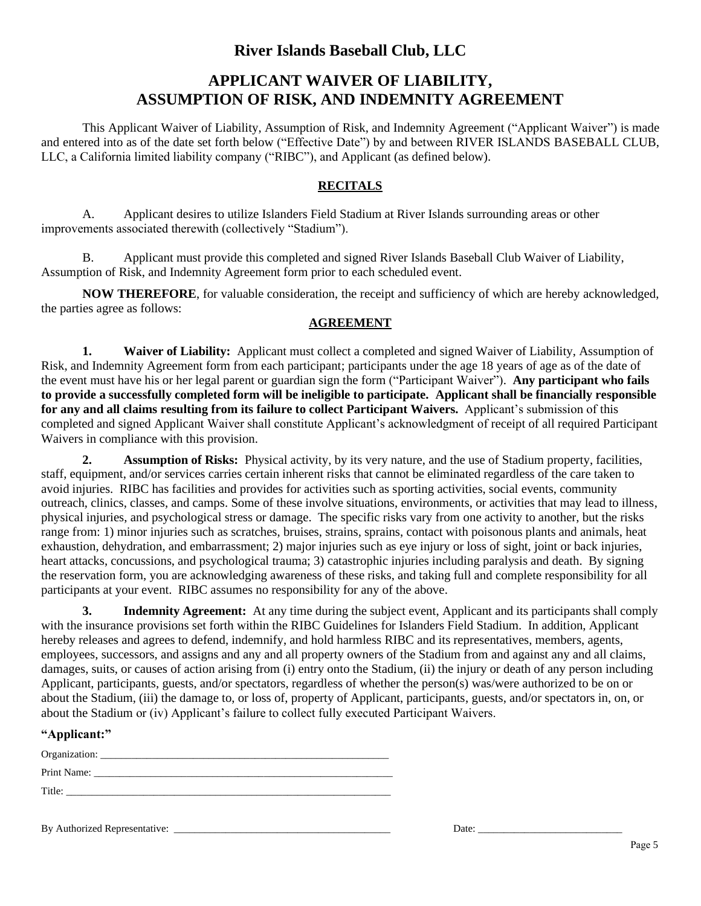# River Islands Baseball Club, LLC

## APPLICANT WAIVER OF LIABILITY, ASSUMPTION OF RISK, AND INDEMNITY AGREEMENT

This Applicant Waiver of Liability, Assumption of Risk, and Indemnity Agreement ("Applicant Waiver") is made and entered into as of the date set forth below ("Effective Date") by and between RIVER ISLANDS BASEBALL CLUB, LLC, a California limited liability company ("RIBC"), and Applicant (as defined below).

### RECITALS

A. Applicant desires to utilize Islanders Field Stadium at River Islands surrounding areas or other improvements associated therewith (collectively "Stadium").

B. Applicant must provide this completed and signed River Islands Baseball Club Waiver of Liability, Assumption of Risk, and Indemnity Agreement form prior to each scheduled event.

**NOW THEREFORE**, for valuable consideration, the receipt and sufficiency of which are hereby acknowledged, the parties agree as follows:

### AGREEMENT

**1. Waiver of Liability:** Applicant must collect a completed and signed Waiver of Liability, Assumption of Risk, and Indemnity Agreement form from each participant; participants under the age 18 years of age as of the date of the event must have his or her legal parent or guardian sign the form ("Participant Waiver"). **Any participant who fails to provide a successfully completed form will be ineligible to participate. Applicant shall be financially responsible for any and all claims resulting from its failure to collect Participant Waivers.** Applicant's submission of this completed and signed Applicant Waiver shall constitute Applicant's acknowledgment of receipt of all required Participant Waivers in compliance with this provision.

**2. Assumption of Risks:** Physical activity, by its very nature, and the use of Stadium property, facilities, staff, equipment, and/or services carries certain inherent risks that cannot be eliminated regardless of the care taken to avoid injuries. RIBC has facilities and provides for activities such as sporting activities, social events, community outreach, clinics, classes, and camps. Some of these involve situations, environments, or activities that may lead to illness, physical injuries, and psychological stress or damage. The specific risks vary from one activity to another, but the risks range from: 1) minor injuries such as scratches, bruises, strains, sprains, contact with poisonous plants and animals, heat exhaustion, dehydration, and embarrassment; 2) major injuries such as eye injury or loss of sight, joint or back injuries, heart attacks, concussions, and psychological trauma; 3) catastrophic injuries including paralysis and death. By signing the reservation form, you are acknowledging awareness of these risks, and taking full and complete responsibility for all participants at your event. RIBC assumes no responsibility for any of the above.

**3. Indemnity Agreement:** At any time during the subject event, Applicant and its participants shall comply with the insurance provisions set forth within the RIBC Guidelines for Islanders Field Stadium. In addition, Applicant hereby releases and agrees to defend, indemnify, and hold harmless RIBC and its representatives, members, agents, employees, successors, and assigns and any and all property owners of the Stadium from and against any and all claims, damages, suits, or causes of action arising from (i) entry onto the Stadium, (ii) the injury or death of any person including Applicant, participants, guests, and/or spectators, regardless of whether the person(s) was/were authorized to be on or about the Stadium, (iii) the damage to, or loss of, property of Applicant, participants, guests, and/or spectators in, on, or about the Stadium or (iv) Applicant's failure to collect fully executed Participant Waivers.

**"Applicant:"**

Organization: ______________________________

Print Name: ______________________________

Title: ______________________________

By Authorized Representative: ______________________________ Date: ______________________